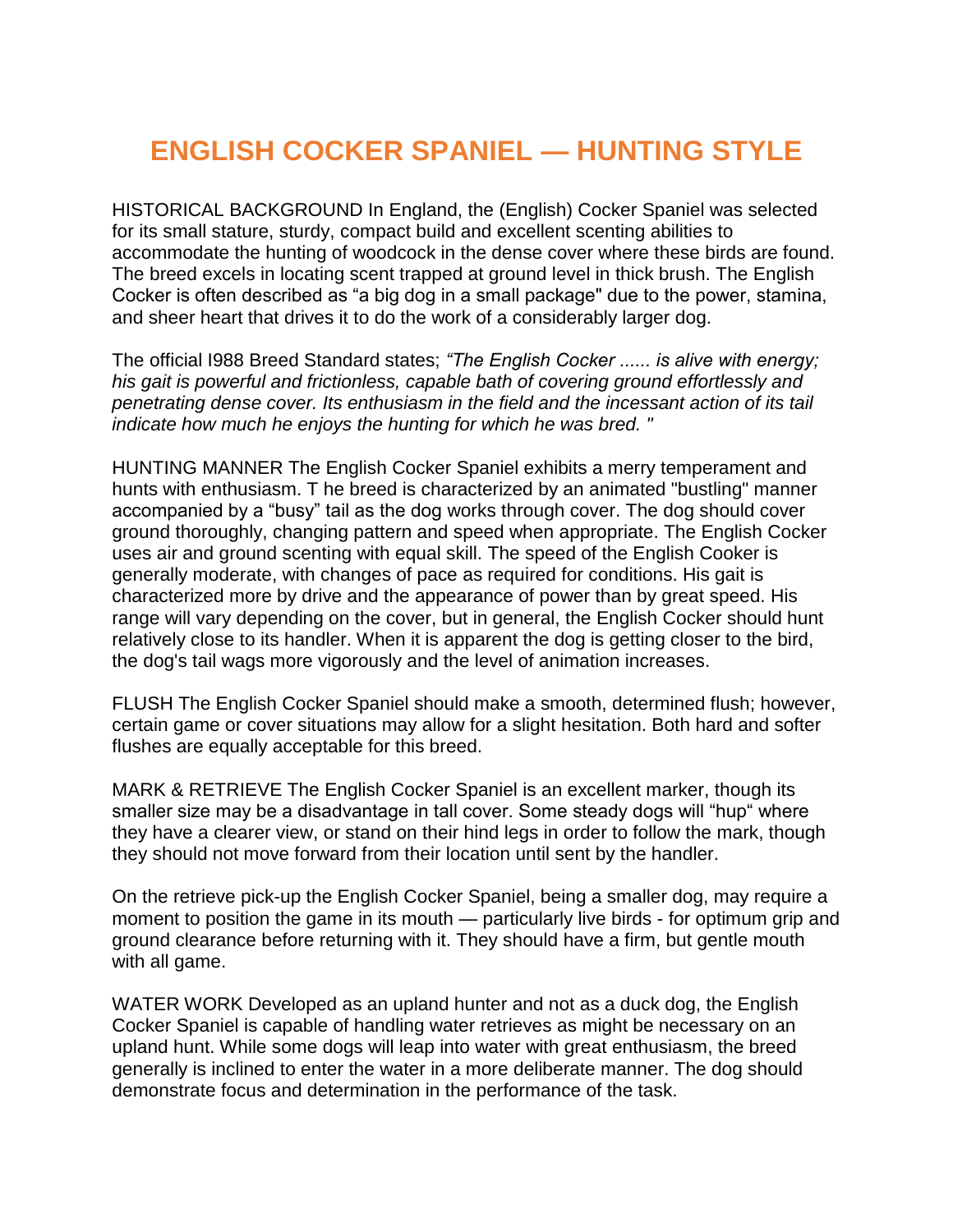# ENGLISH COCKER SPANIEL — HUNTING STYLE

HISTORICAL BACKGROUND In England, the (English) Cocker Spaniel was selected for its small stature, sturdy, compact build and excellent scenting abilities to accommodate the hunting of woodcock in the dense cover where these birds are found. The breed excels in locating scent trapped at ground level in thick brush. The English Cocker is often described as "a big dog in a small package" due to the power, stamina, and sheer heart that drives it to do the work of a considerably larger dog.

The official I988 Breed Standard states; *"The English Cocker ...... is alive with energy; his gait is powerful and frictionless, capable bath of covering ground effortlessly and penetrating dense cover. Its enthusiasm in the field and the incessant action of its tail indicate how much he enjoys the hunting for which he was bred. "*

HUNTING MANNER The English Cocker Spaniel exhibits a merry temperament and hunts with enthusiasm. T he breed is characterized by an animated "bustling" manner accompanied by a "busy" tail as the dog works through cover. The dog should cover ground thoroughly, changing pattern and speed when appropriate. The English Cocker uses air and ground scenting with equal skill. The speed of the English Cooker is generally moderate, with changes of pace as required for conditions. His gait is characterized more by drive and the appearance of power than by great speed. His range will vary depending on the cover, but in general, the English Cocker should hunt relatively close to its handler. When it is apparent the dog is getting closer to the bird, the dog's tail wags more vigorously and the level of animation increases.

FLUSH The English Cocker Spaniel should make a smooth, determined flush; however, certain game or cover situations may allow for a slight hesitation. Both hard and softer flushes are equally acceptable for this breed.

MARK & RETRIEVE The English Cocker Spaniel is an excellent marker, though its smaller size may be a disadvantage in tall cover. Some steady dogs will "hup" where they have a clearer view, or stand on their hind legs in order to follow the mark, though they should not move forward from their location until sent by the handler.

On the retrieve pick-up the English Cocker Spaniel, being a smaller dog, may require a moment to position the game in its mouth — particularly live birds - for optimum grip and ground clearance before returning with it. They should have a firm, but gentle mouth with all game.

WATER WORK Developed as an upland hunter and not as a duck dog, the English Cocker Spaniel is capable of handling water retrieves as might be necessary on an upland hunt. While some dogs will leap into water with great enthusiasm, the breed generally is inclined to enter the water in a more deliberate manner. The dog should demonstrate focus and determination in the performance of the task.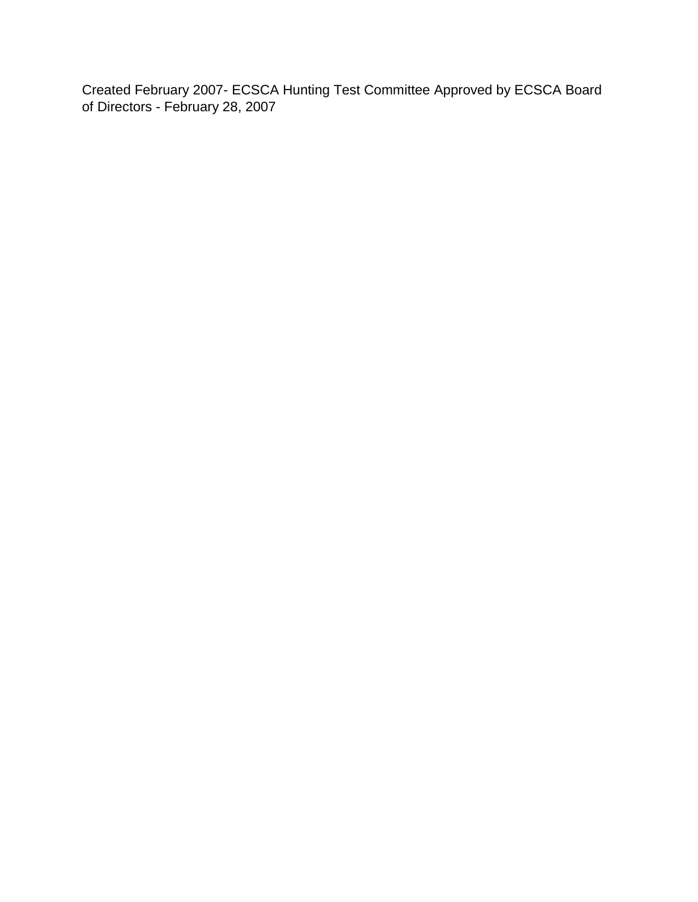Created February 2007- ECSCA Hunting Test Committee Approved by ECSCA Board of Directors - February 28, 2007